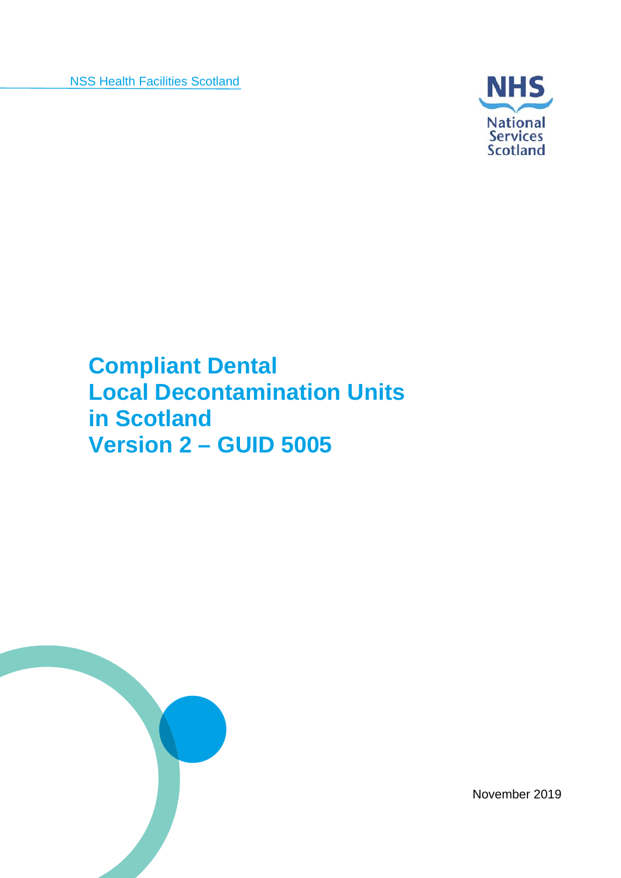NSS Health Facilities Scotland

NHS National Services Scotland

# Compliant Dental Local Decontamination Units in Scotland Version 2 – GUID 5005

November 2019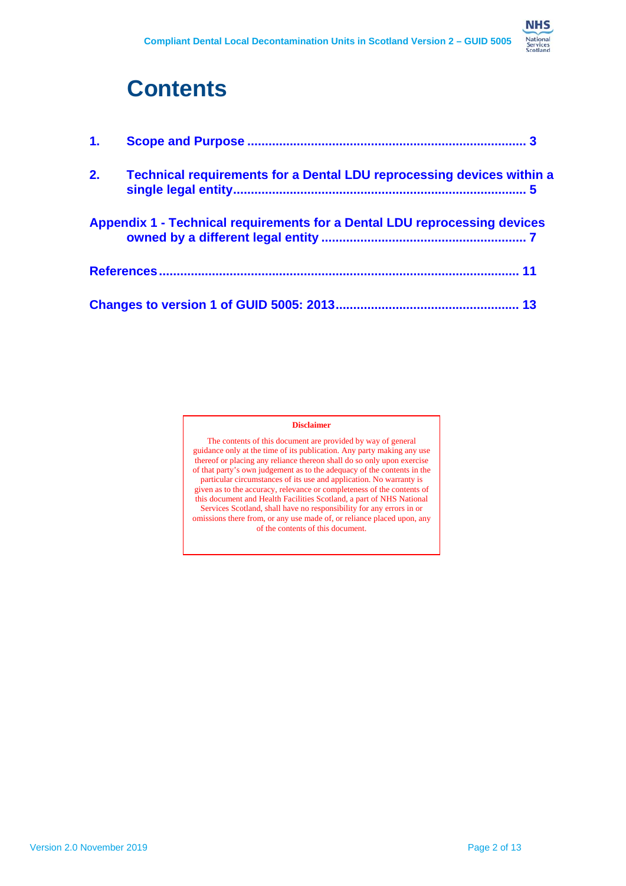# Contents

1. **Scope and Purpose** ............................................................................ 3

2. **Technical requirements for a Dental LDU reprocessing devices within a single legal entity**................................................................................ 5

**Appendix 1 - Technical requirements for a Dental LDU reprocessing devices owned by a different legal entity** ........................................................ 7

**References**............................................................................................... 11

**Changes to version 1 of GUID 5005: 2013**.................................................. 13

**Disclaimer**

The contents of this document are provided by way of general guidance only at the time of its publication. Any party making any use thereof or placing any reliance thereon shall do so only upon exercise of that party's own judgement as to the adequacy of the contents in the particular circumstances of its use and application. No warranty is given as to the accuracy, relevance or completeness of the contents of this document and Health Facilities Scotland, a part of NHS National Services Scotland, shall have no responsibility for any errors in or omissions there from, or any use made of, or reliance placed upon, any of the contents of this document.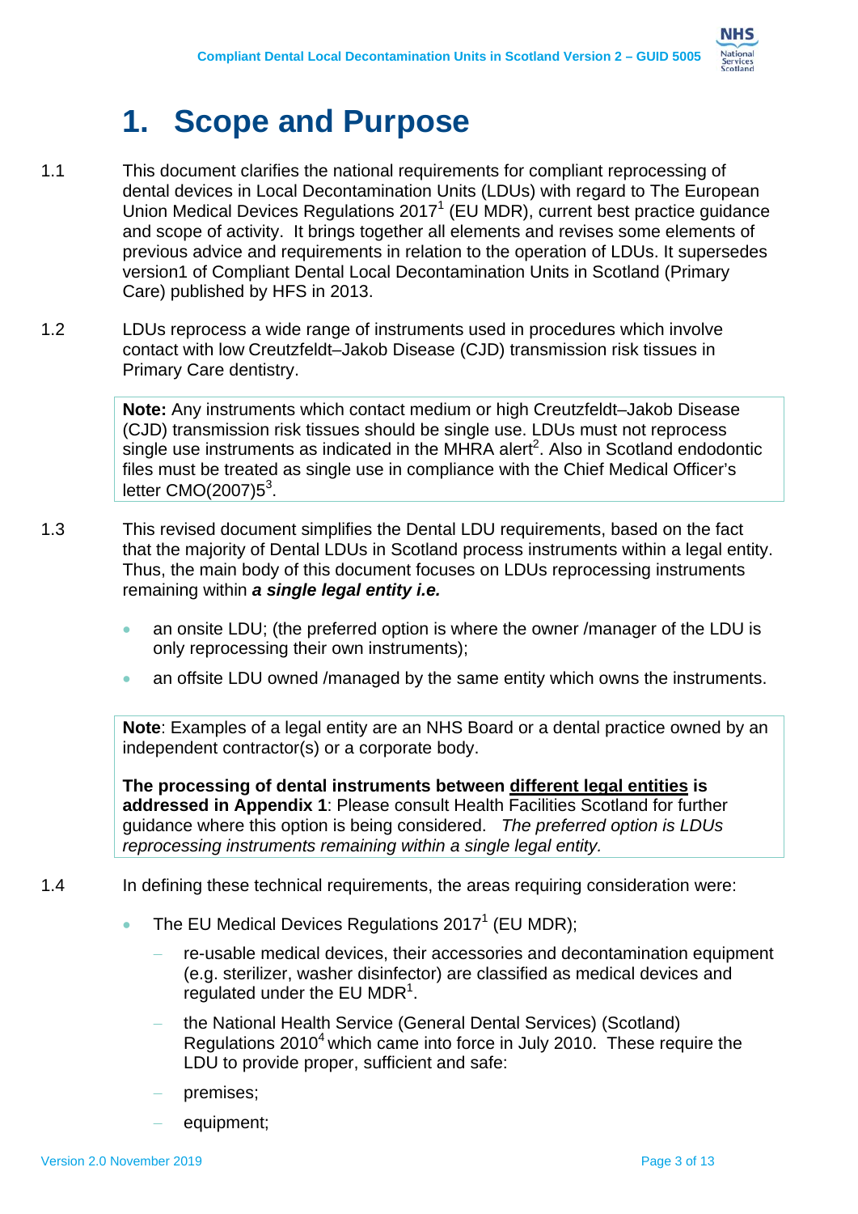# 1. Scope and Purpose

1.1 This document clarifies the national requirements for compliant reprocessing of dental devices in Local Decontamination Units (LDUs) with regard to The European Union Medical Devices Regulations 2017[1] (EU MDR), current best practice guidance and scope of activity. It brings together all elements and revises some elements of previous advice and requirements in relation to the operation of LDUs. It supersedes version1 of Compliant Dental Local Decontamination Units in Scotland (Primary Care) published by HFS in 2013.

1.2 LDUs reprocess a wide range of instruments used in procedures which involve contact with low Creutzfeldt–Jakob Disease (CJD) transmission risk tissues in Primary Care dentistry.

> **Note:** Any instruments which contact medium or high Creutzfeldt–Jakob Disease (CJD) transmission risk tissues should be single use. LDUs must not reprocess single use instruments as indicated in the MHRA alert[2]. Also in Scotland endodontic files must be treated as single use in compliance with the Chief Medical Officer's letter CMO(2007)5[3].

1.3 This revised document simplifies the Dental LDU requirements, based on the fact that the majority of Dental LDUs in Scotland process instruments within a legal entity. Thus, the main body of this document focuses on LDUs reprocessing instruments remaining within ***a single legal entity i.e.***

- an onsite LDU; (the preferred option is where the owner /manager of the LDU is only reprocessing their own instruments);
- an offsite LDU owned /managed by the same entity which owns the instruments.

> **Note**: Examples of a legal entity are an NHS Board or a dental practice owned by an independent contractor(s) or a corporate body.
>
> **The processing of dental instruments between <u>different legal entities</u> is addressed in Appendix 1**: Please consult Health Facilities Scotland for further guidance where this option is being considered. *The preferred option is LDUs reprocessing instruments remaining within a single legal entity.*

1.4 In defining these technical requirements, the areas requiring consideration were:

- The EU Medical Devices Regulations 2017[1] (EU MDR);
  - re-usable medical devices, their accessories and decontamination equipment (e.g. sterilizer, washer disinfector) are classified as medical devices and regulated under the EU MDR[1].
  - the National Health Service (General Dental Services) (Scotland) Regulations 2010[4] which came into force in July 2010. These require the LDU to provide proper, sufficient and safe:
  - premises;
  - equipment;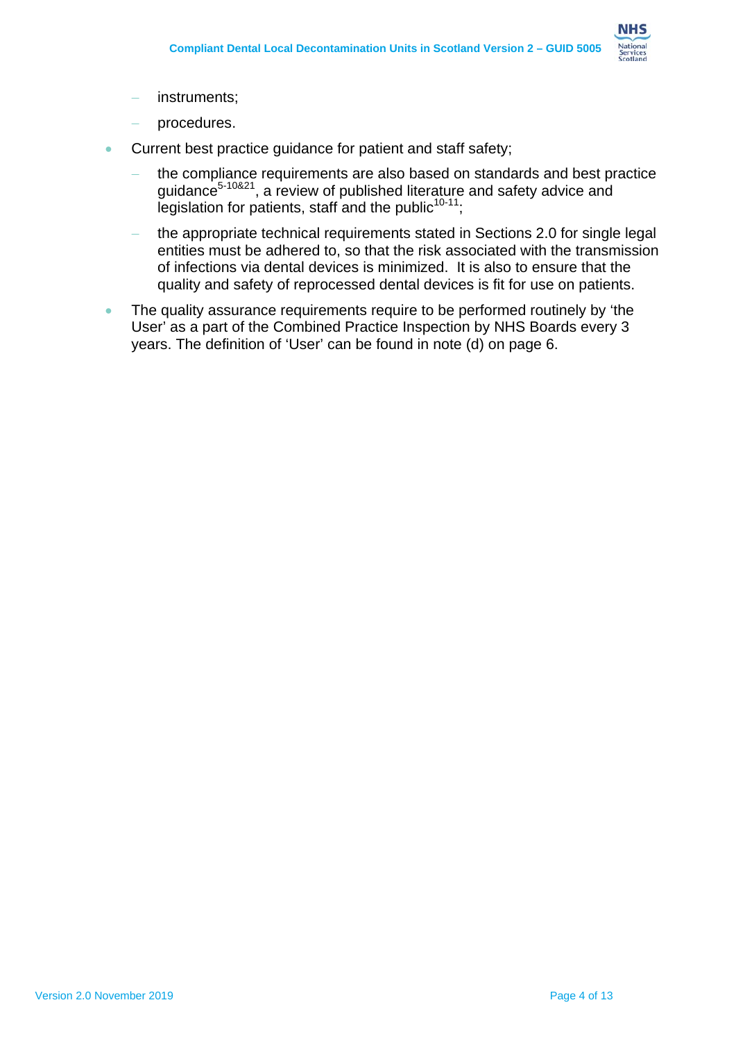- instruments;
  - procedures.
- Current best practice guidance for patient and staff safety;
  - the compliance requirements are also based on standards and best practice guidance[5-10&21], a review of published literature and safety advice and legislation for patients, staff and the public[10-11];
  - the appropriate technical requirements stated in Sections 2.0 for single legal entities must be adhered to, so that the risk associated with the transmission of infections via dental devices is minimized. It is also to ensure that the quality and safety of reprocessed dental devices is fit for use on patients.
- The quality assurance requirements require to be performed routinely by 'the User' as a part of the Combined Practice Inspection by NHS Boards every 3 years. The definition of 'User' can be found in note (d) on page 6.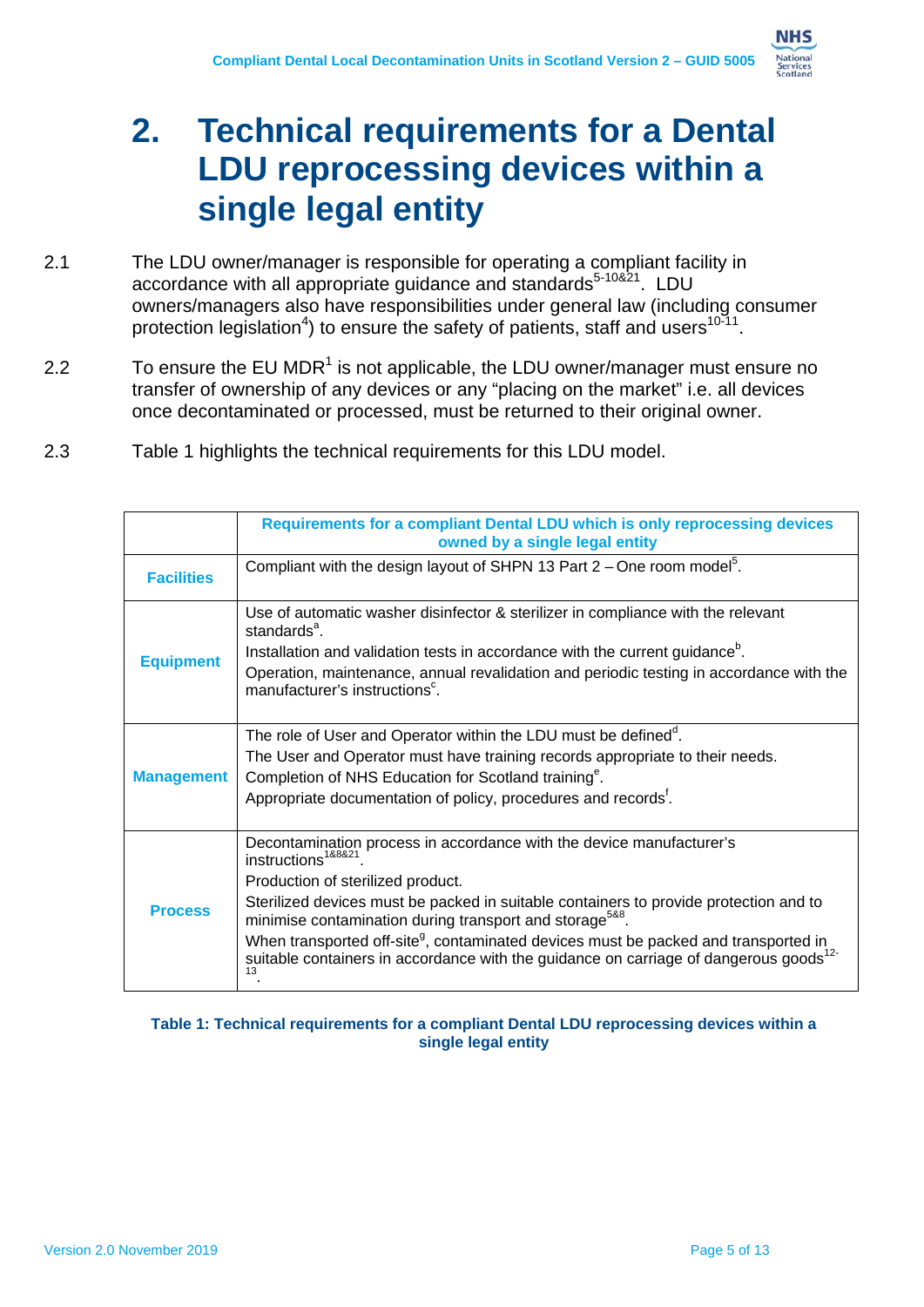# 2. Technical requirements for a Dental LDU reprocessing devices within a single legal entity

2.1 The LDU owner/manager is responsible for operating a compliant facility in accordance with all appropriate guidance and standards[5-10&21]. LDU owners/managers also have responsibilities under general law (including consumer protection legislation[4]) to ensure the safety of patients, staff and users[10-11].

2.2 To ensure the EU MDR[1] is not applicable, the LDU owner/manager must ensure no transfer of ownership of any devices or any "placing on the market" i.e. all devices once decontaminated or processed, must be returned to their original owner.

2.3 Table 1 highlights the technical requirements for this LDU model.

| | Requirements for a compliant Dental LDU which is only reprocessing devices owned by a single legal entity |
|---|---|
| **Facilities** | Compliant with the design layout of SHPN 13 Part 2 – One room model[5]. |
| **Equipment** | Use of automatic washer disinfector & sterilizer in compliance with the relevant standards[a].<br>Installation and validation tests in accordance with the current guidance[b].<br>Operation, maintenance, annual revalidation and periodic testing in accordance with the manufacturer's instructions[c]. |
| **Management** | The role of User and Operator within the LDU must be defined[d].<br>The User and Operator must have training records appropriate to their needs.<br>Completion of NHS Education for Scotland training[e].<br>Appropriate documentation of policy, procedures and records[f]. |
| **Process** | Decontamination process in accordance with the device manufacturer's instructions[1&8&21].<br>Production of sterilized product.<br>Sterilized devices must be packed in suitable containers to provide protection and to minimise contamination during transport and storage[5&8].<br>When transported off-site[g], contaminated devices must be packed and transported in suitable containers in accordance with the guidance on carriage of dangerous goods[12-13]. |

**Table 1: Technical requirements for a compliant Dental LDU reprocessing devices within a single legal entity**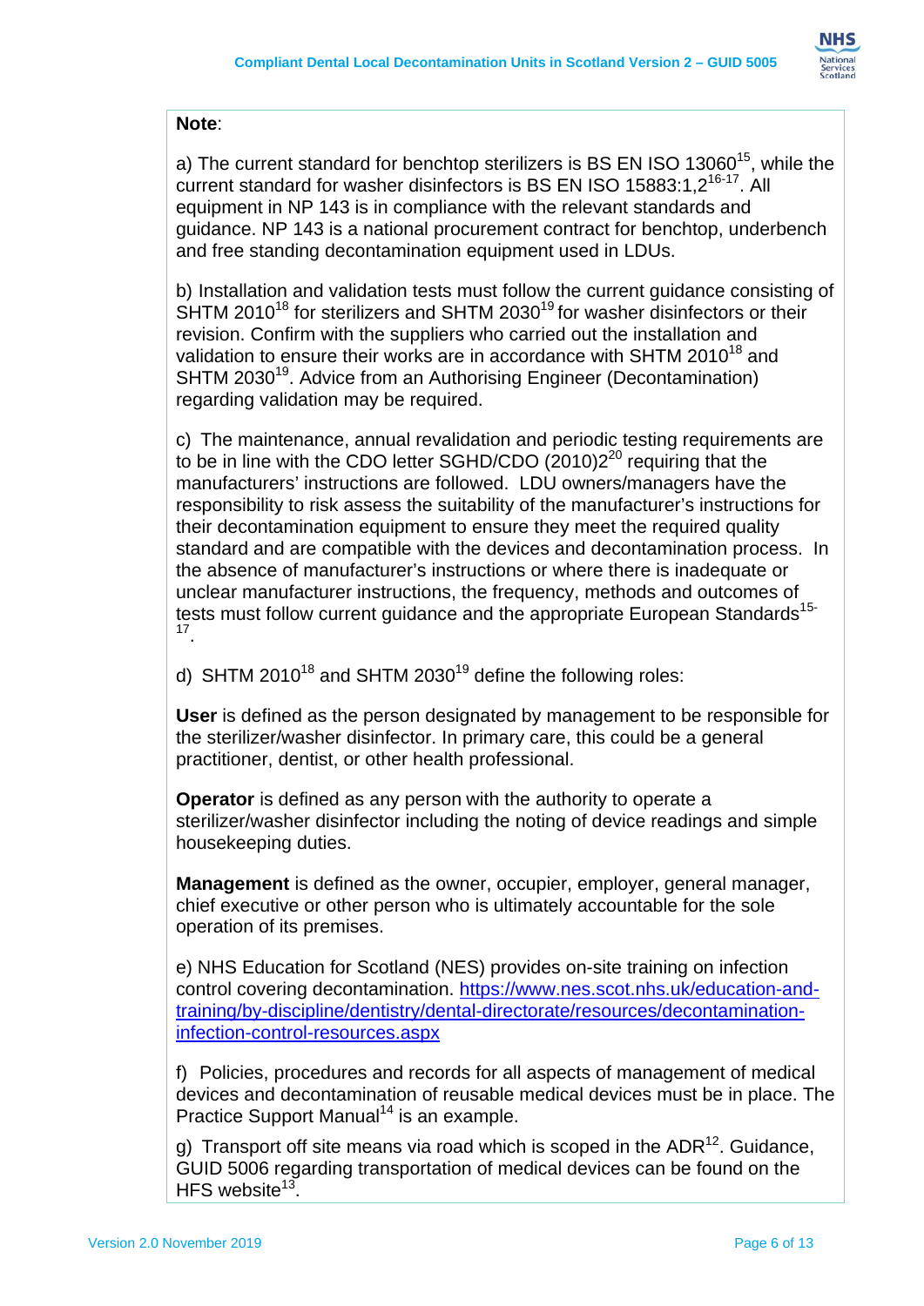**Note**:

a) The current standard for benchtop sterilizers is BS EN ISO 13060[15], while the current standard for washer disinfectors is BS EN ISO 15883:1,2[16-17]. All equipment in NP 143 is in compliance with the relevant standards and guidance. NP 143 is a national procurement contract for benchtop, underbench and free standing decontamination equipment used in LDUs.

b) Installation and validation tests must follow the current guidance consisting of SHTM 2010[18] for sterilizers and SHTM 2030[19] for washer disinfectors or their revision. Confirm with the suppliers who carried out the installation and validation to ensure their works are in accordance with SHTM 2010[18] and SHTM 2030[19]. Advice from an Authorising Engineer (Decontamination) regarding validation may be required.

c) The maintenance, annual revalidation and periodic testing requirements are to be in line with the CDO letter SGHD/CDO (2010)2[20] requiring that the manufacturers' instructions are followed. LDU owners/managers have the responsibility to risk assess the suitability of the manufacturer's instructions for their decontamination equipment to ensure they meet the required quality standard and are compatible with the devices and decontamination process. In the absence of manufacturer's instructions or where there is inadequate or unclear manufacturer instructions, the frequency, methods and outcomes of tests must follow current guidance and the appropriate European Standards[15-17].

d) SHTM 2010[18] and SHTM 2030[19] define the following roles:

**User** is defined as the person designated by management to be responsible for the sterilizer/washer disinfector. In primary care, this could be a general practitioner, dentist, or other health professional.

**Operator** is defined as any person with the authority to operate a sterilizer/washer disinfector including the noting of device readings and simple housekeeping duties.

**Management** is defined as the owner, occupier, employer, general manager, chief executive or other person who is ultimately accountable for the sole operation of its premises.

e) NHS Education for Scotland (NES) provides on-site training on infection control covering decontamination. https://www.nes.scot.nhs.uk/education-and-training/by-discipline/dentistry/dental-directorate/resources/decontamination-infection-control-resources.aspx

f) Policies, procedures and records for all aspects of management of medical devices and decontamination of reusable medical devices must be in place. The Practice Support Manual[14] is an example.

g) Transport off site means via road which is scoped in the ADR[12]. Guidance, GUID 5006 regarding transportation of medical devices can be found on the HFS website[13].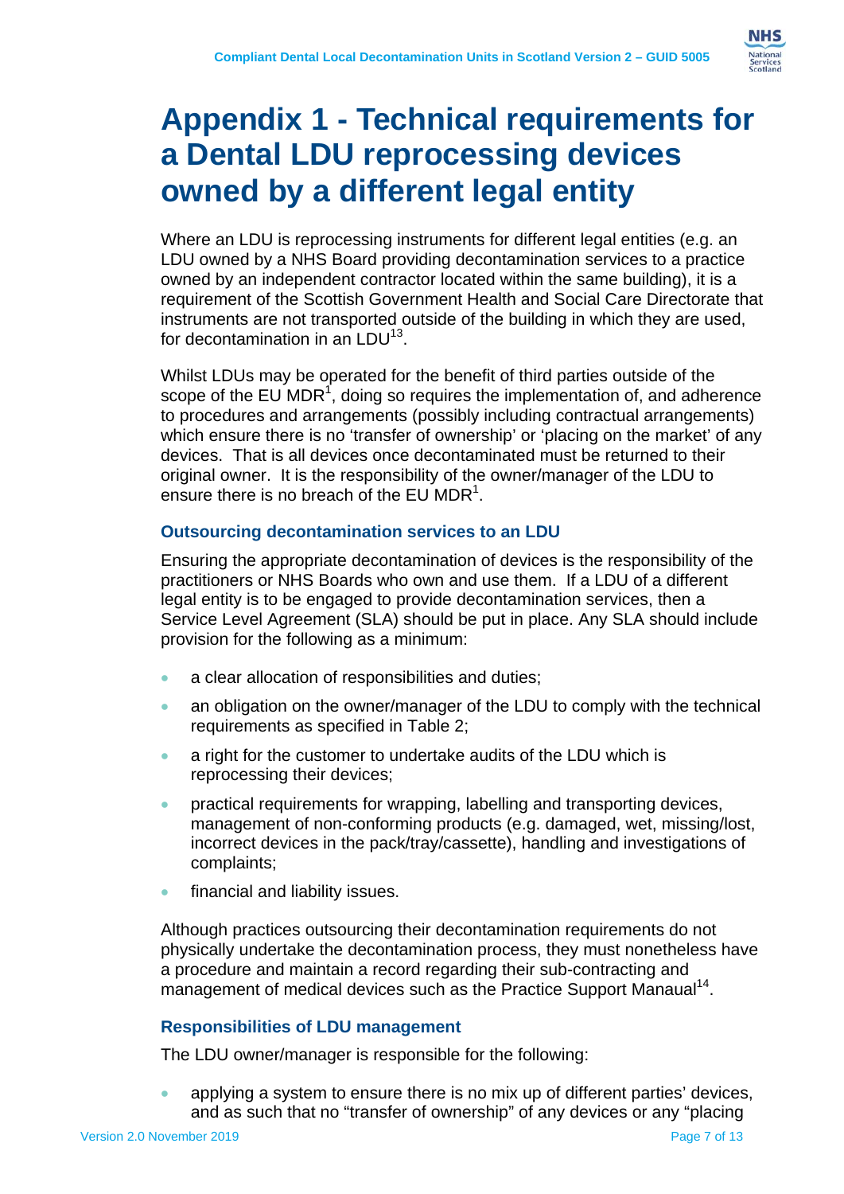# Appendix 1 - Technical requirements for a Dental LDU reprocessing devices owned by a different legal entity

Where an LDU is reprocessing instruments for different legal entities (e.g. an LDU owned by a NHS Board providing decontamination services to a practice owned by an independent contractor located within the same building), it is a requirement of the Scottish Government Health and Social Care Directorate that instruments are not transported outside of the building in which they are used, for decontamination in an LDU[13].

Whilst LDUs may be operated for the benefit of third parties outside of the scope of the EU MDR[1], doing so requires the implementation of, and adherence to procedures and arrangements (possibly including contractual arrangements) which ensure there is no 'transfer of ownership' or 'placing on the market' of any devices. That is all devices once decontaminated must be returned to their original owner. It is the responsibility of the owner/manager of the LDU to ensure there is no breach of the EU MDR[1].

### Outsourcing decontamination services to an LDU

Ensuring the appropriate decontamination of devices is the responsibility of the practitioners or NHS Boards who own and use them. If a LDU of a different legal entity is to be engaged to provide decontamination services, then a Service Level Agreement (SLA) should be put in place. Any SLA should include provision for the following as a minimum:

- a clear allocation of responsibilities and duties;
- an obligation on the owner/manager of the LDU to comply with the technical requirements as specified in Table 2;
- a right for the customer to undertake audits of the LDU which is reprocessing their devices;
- practical requirements for wrapping, labelling and transporting devices, management of non-conforming products (e.g. damaged, wet, missing/lost, incorrect devices in the pack/tray/cassette), handling and investigations of complaints;
- financial and liability issues.

Although practices outsourcing their decontamination requirements do not physically undertake the decontamination process, they must nonetheless have a procedure and maintain a record regarding their sub-contracting and management of medical devices such as the Practice Support Manaual[14].

### Responsibilities of LDU management

The LDU owner/manager is responsible for the following:

- applying a system to ensure there is no mix up of different parties' devices, and as such that no "transfer of ownership" of any devices or any "placing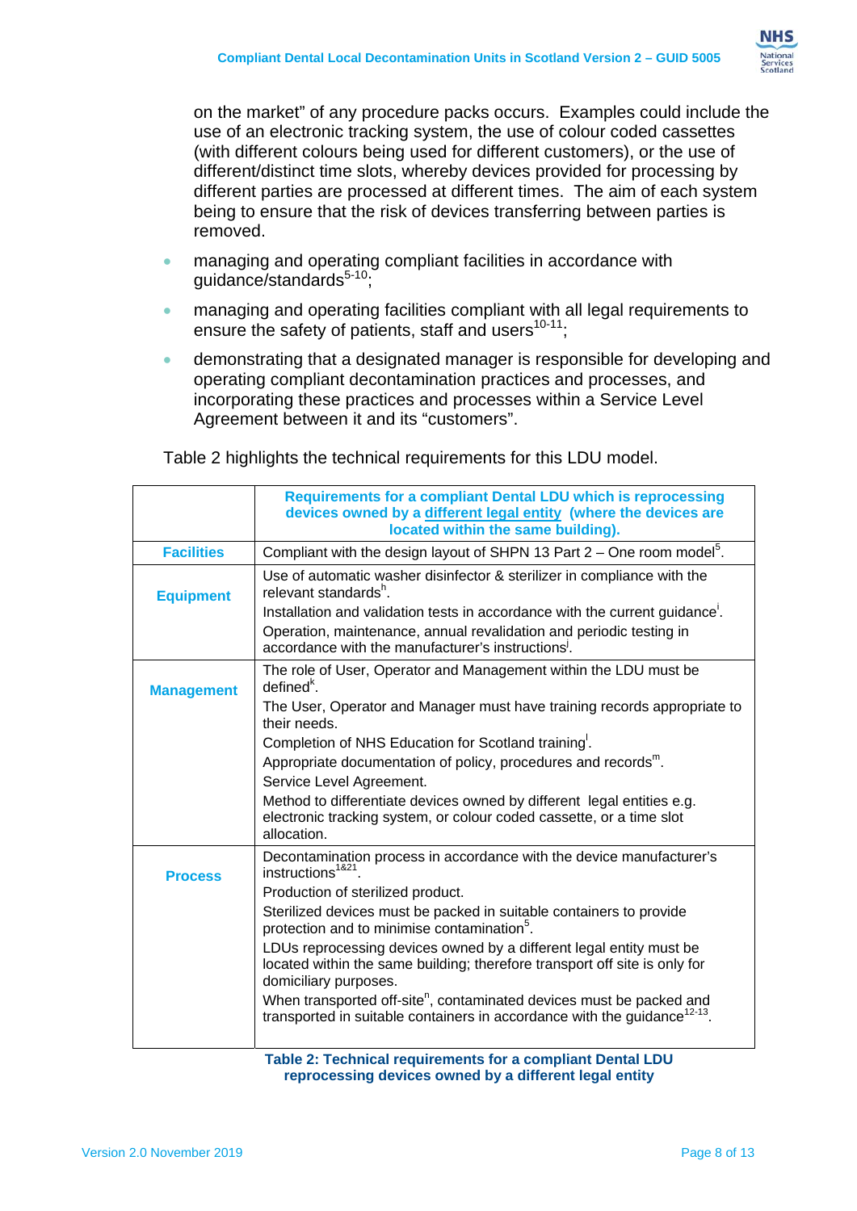on the market" of any procedure packs occurs. Examples could include the use of an electronic tracking system, the use of colour coded cassettes (with different colours being used for different customers), or the use of different/distinct time slots, whereby devices provided for processing by different parties are processed at different times. The aim of each system being to ensure that the risk of devices transferring between parties is removed.

- managing and operating compliant facilities in accordance with guidance/standards[5-10];
- managing and operating facilities compliant with all legal requirements to ensure the safety of patients, staff and users[10-11];
- demonstrating that a designated manager is responsible for developing and operating compliant decontamination practices and processes, and incorporating these practices and processes within a Service Level Agreement between it and its "customers".

Table 2 highlights the technical requirements for this LDU model.

| | **Requirements for a compliant Dental LDU which is reprocessing devices owned by a different legal entity (where the devices are located within the same building).** |
|---|---|
| **Facilities** | Compliant with the design layout of SHPN 13 Part 2 – One room model[5]. |
| **Equipment** | Use of automatic washer disinfector & sterilizer in compliance with the relevant standards[h]. Installation and validation tests in accordance with the current guidance[i]. Operation, maintenance, annual revalidation and periodic testing in accordance with the manufacturer's instructions[j]. |
| **Management** | The role of User, Operator and Management within the LDU must be defined[k]. The User, Operator and Manager must have training records appropriate to their needs. Completion of NHS Education for Scotland training[l]. Appropriate documentation of policy, procedures and records[m]. Service Level Agreement. Method to differentiate devices owned by different legal entities e.g. electronic tracking system, or colour coded cassette, or a time slot allocation. |
| **Process** | Decontamination process in accordance with the device manufacturer's instructions[1&21]. Production of sterilized product. Sterilized devices must be packed in suitable containers to provide protection and to minimise contamination[5]. LDUs reprocessing devices owned by a different legal entity must be located within the same building; therefore transport off site is only for domiciliary purposes. When transported off-site[n], contaminated devices must be packed and transported in suitable containers in accordance with the guidance[12-13]. |

**Table 2: Technical requirements for a compliant Dental LDU reprocessing devices owned by a different legal entity**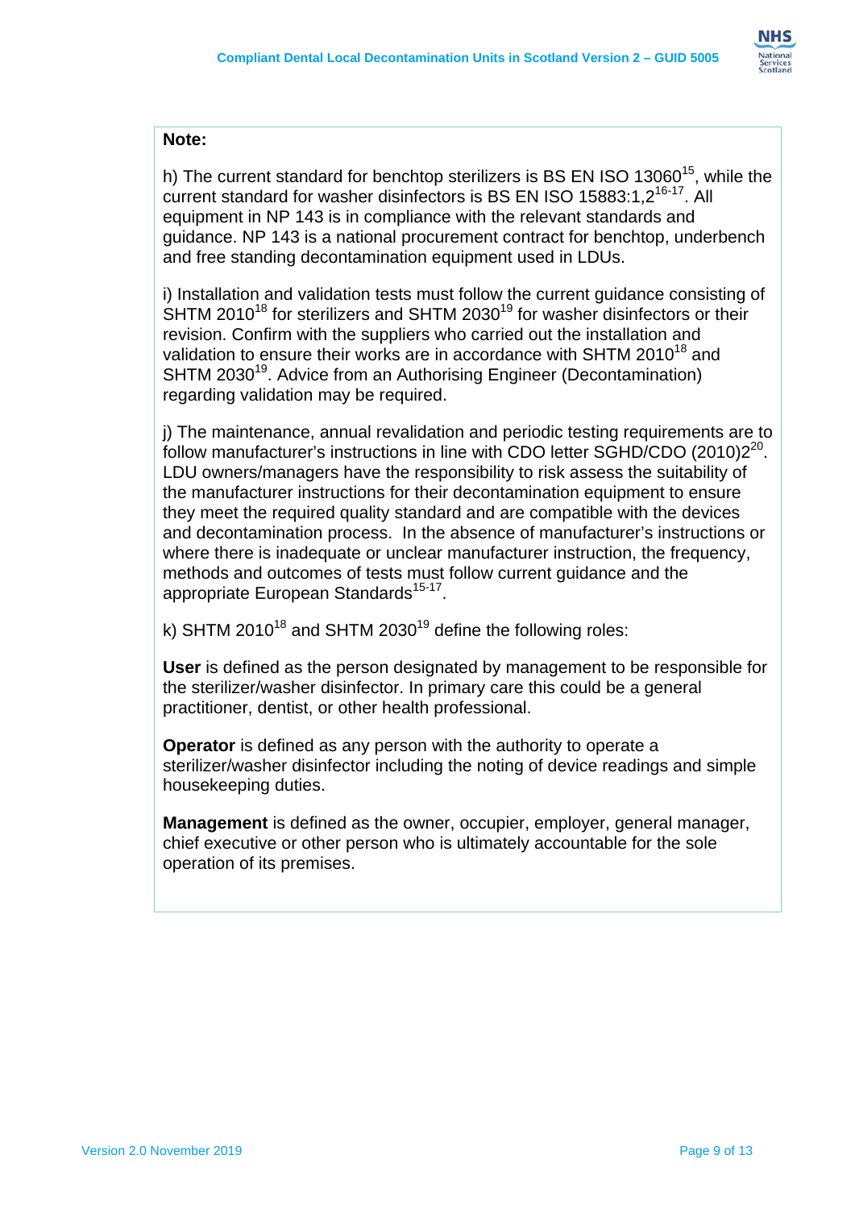**Note:**

h) The current standard for benchtop sterilizers is BS EN ISO 13060[15], while the current standard for washer disinfectors is BS EN ISO 15883:1,2[16-17]. All equipment in NP 143 is in compliance with the relevant standards and guidance. NP 143 is a national procurement contract for benchtop, underbench and free standing decontamination equipment used in LDUs.

i) Installation and validation tests must follow the current guidance consisting of SHTM 2010[18] for sterilizers and SHTM 2030[19] for washer disinfectors or their revision. Confirm with the suppliers who carried out the installation and validation to ensure their works are in accordance with SHTM 2010[18] and SHTM 2030[19]. Advice from an Authorising Engineer (Decontamination) regarding validation may be required.

j) The maintenance, annual revalidation and periodic testing requirements are to follow manufacturer's instructions in line with CDO letter SGHD/CDO (2010)2[20]. LDU owners/managers have the responsibility to risk assess the suitability of the manufacturer instructions for their decontamination equipment to ensure they meet the required quality standard and are compatible with the devices and decontamination process. In the absence of manufacturer's instructions or where there is inadequate or unclear manufacturer instruction, the frequency, methods and outcomes of tests must follow current guidance and the appropriate European Standards[15-17].

k) SHTM 2010[18] and SHTM 2030[19] define the following roles:

**User** is defined as the person designated by management to be responsible for the sterilizer/washer disinfector. In primary care this could be a general practitioner, dentist, or other health professional.

**Operator** is defined as any person with the authority to operate a sterilizer/washer disinfector including the noting of device readings and simple housekeeping duties.

**Management** is defined as the owner, occupier, employer, general manager, chief executive or other person who is ultimately accountable for the sole operation of its premises.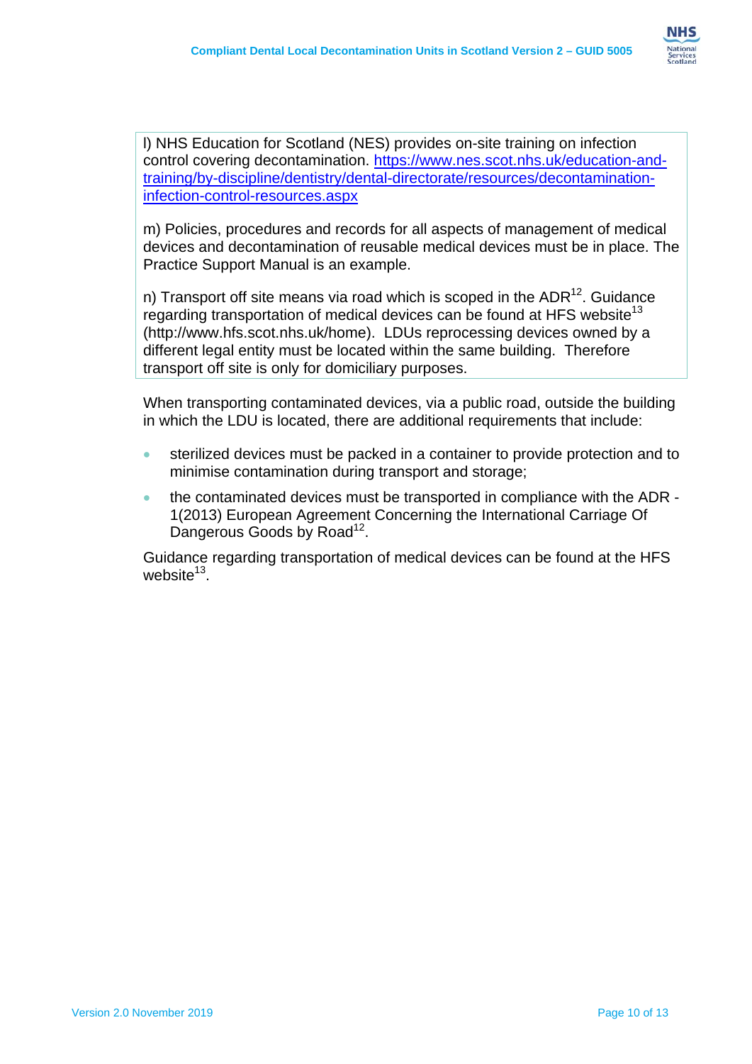l) NHS Education for Scotland (NES) provides on-site training on infection control covering decontamination. [https://www.nes.scot.nhs.uk/education-and-training/by-discipline/dentistry/dental-directorate/resources/decontamination-infection-control-resources.aspx](https://www.nes.scot.nhs.uk/education-and-training/by-discipline/dentistry/dental-directorate/resources/decontamination-infection-control-resources.aspx)

m) Policies, procedures and records for all aspects of management of medical devices and decontamination of reusable medical devices must be in place. The Practice Support Manual is an example.

n) Transport off site means via road which is scoped in the ADR[12]. Guidance regarding transportation of medical devices can be found at HFS website[13] (http://www.hfs.scot.nhs.uk/home). LDUs reprocessing devices owned by a different legal entity must be located within the same building. Therefore transport off site is only for domiciliary purposes.

When transporting contaminated devices, via a public road, outside the building in which the LDU is located, there are additional requirements that include:

- sterilized devices must be packed in a container to provide protection and to minimise contamination during transport and storage;
- the contaminated devices must be transported in compliance with the ADR - 1(2013) European Agreement Concerning the International Carriage Of Dangerous Goods by Road[12].

Guidance regarding transportation of medical devices can be found at the HFS website[13].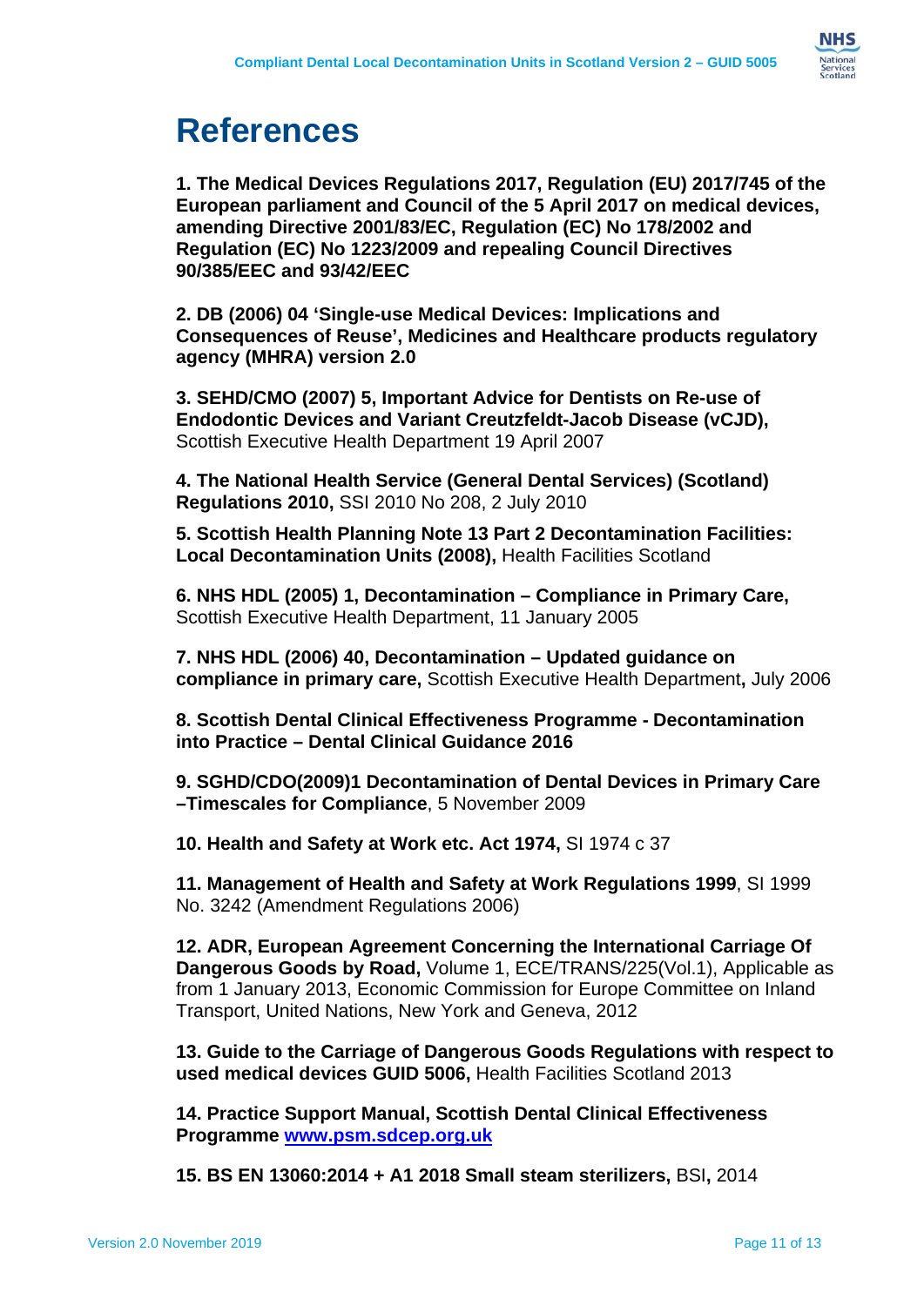# References

**1. The Medical Devices Regulations 2017, Regulation (EU) 2017/745 of the European parliament and Council of the 5 April 2017 on medical devices, amending Directive 2001/83/EC, Regulation (EC) No 178/2002 and Regulation (EC) No 1223/2009 and repealing Council Directives 90/385/EEC and 93/42/EEC**

**2. DB (2006) 04 'Single-use Medical Devices: Implications and Consequences of Reuse', Medicines and Healthcare products regulatory agency (MHRA) version 2.0**

**3. SEHD/CMO (2007) 5, Important Advice for Dentists on Re-use of Endodontic Devices and Variant Creutzfeldt-Jacob Disease (vCJD),** Scottish Executive Health Department 19 April 2007

**4. The National Health Service (General Dental Services) (Scotland) Regulations 2010,** SSI 2010 No 208, 2 July 2010

**5. Scottish Health Planning Note 13 Part 2 Decontamination Facilities: Local Decontamination Units (2008),** Health Facilities Scotland

**6. NHS HDL (2005) 1, Decontamination – Compliance in Primary Care,** Scottish Executive Health Department, 11 January 2005

**7. NHS HDL (2006) 40, Decontamination – Updated guidance on compliance in primary care,** Scottish Executive Health Department**,** July 2006

**8. Scottish Dental Clinical Effectiveness Programme - Decontamination into Practice – Dental Clinical Guidance 2016**

**9. SGHD/CDO(2009)1 Decontamination of Dental Devices in Primary Care –Timescales for Compliance**, 5 November 2009

**10. Health and Safety at Work etc. Act 1974,** SI 1974 c 37

**11. Management of Health and Safety at Work Regulations 1999**, SI 1999 No. 3242 (Amendment Regulations 2006)

**12. ADR, European Agreement Concerning the International Carriage Of Dangerous Goods by Road,** Volume 1, ECE/TRANS/225(Vol.1), Applicable as from 1 January 2013, Economic Commission for Europe Committee on Inland Transport, United Nations, New York and Geneva, 2012

**13. Guide to the Carriage of Dangerous Goods Regulations with respect to used medical devices GUID 5006,** Health Facilities Scotland 2013

**14. Practice Support Manual, Scottish Dental Clinical Effectiveness Programme [www.psm.sdcep.org.uk](www.psm.sdcep.org.uk)**

**15. BS EN 13060:2014 + A1 2018 Small steam sterilizers,** BSI**,** 2014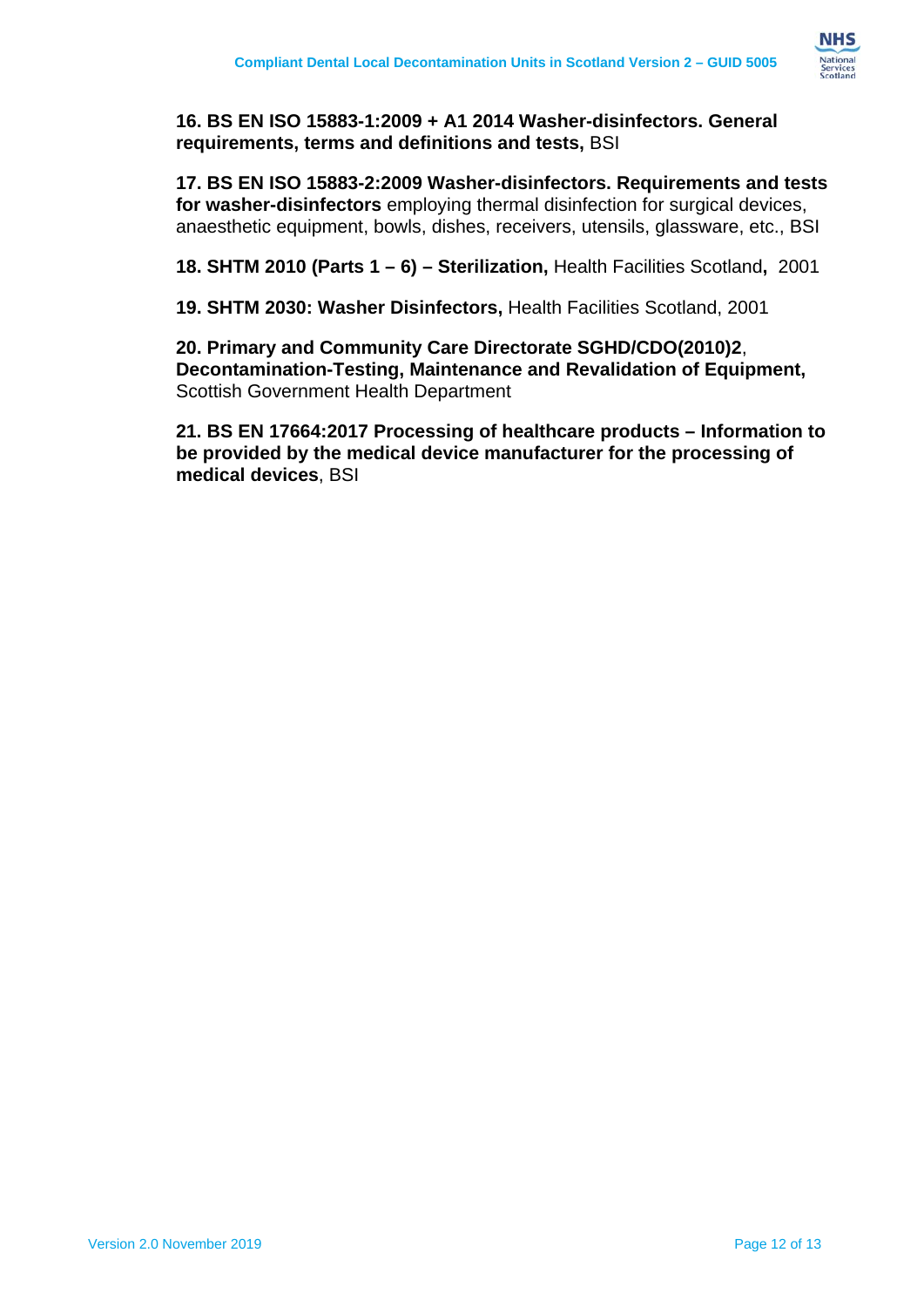**16. BS EN ISO 15883-1:2009 + A1 2014 Washer-disinfectors. General requirements, terms and definitions and tests,** BSI

**17. BS EN ISO 15883-2:2009 Washer-disinfectors. Requirements and tests for washer-disinfectors** employing thermal disinfection for surgical devices, anaesthetic equipment, bowls, dishes, receivers, utensils, glassware, etc., BSI

**18. SHTM 2010 (Parts 1 – 6) – Sterilization,** Health Facilities Scotland**,** 2001

**19. SHTM 2030: Washer Disinfectors,** Health Facilities Scotland, 2001

**20. Primary and Community Care Directorate SGHD/CDO(2010)2**, **Decontamination-Testing, Maintenance and Revalidation of Equipment,** Scottish Government Health Department

**21. BS EN 17664:2017 Processing of healthcare products – Information to be provided by the medical device manufacturer for the processing of medical devices**, BSI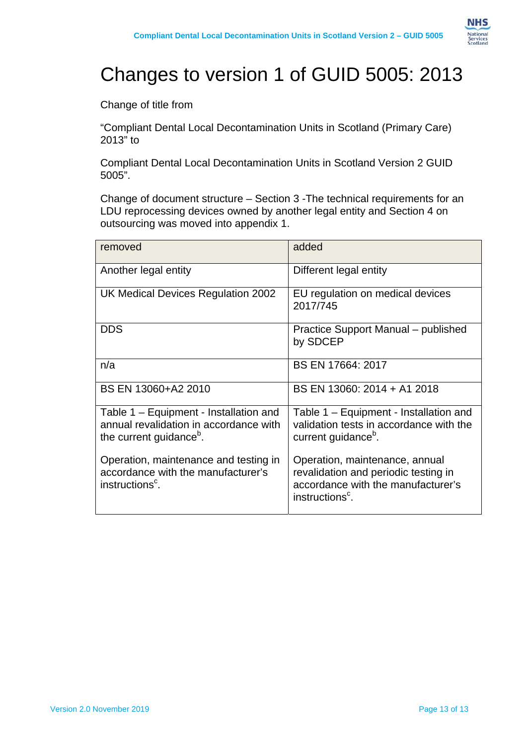# Changes to version 1 of GUID 5005: 2013

Change of title from

“Compliant Dental Local Decontamination Units in Scotland (Primary Care) 2013” to

Compliant Dental Local Decontamination Units in Scotland Version 2 GUID 5005”.

Change of document structure – Section 3 -The technical requirements for an LDU reprocessing devices owned by another legal entity and Section 4 on outsourcing was moved into appendix 1.

| removed | added |
|---|---|
| Another legal entity | Different legal entity |
| UK Medical Devices Regulation 2002 | EU regulation on medical devices 2017/745 |
| DDS | Practice Support Manual – published by SDCEP |
| n/a | BS EN 17664: 2017 |
| BS EN 13060+A2 2010 | BS EN 13060: 2014 + A1 2018 |
| Table 1 – Equipment - Installation and annual revalidation in accordance with the current guidance[b].<br><br>Operation, maintenance and testing in accordance with the manufacturer's instructions[c]. | Table 1 – Equipment - Installation and validation tests in accordance with the current guidance[b].<br><br>Operation, maintenance, annual revalidation and periodic testing in accordance with the manufacturer's instructions[c]. |